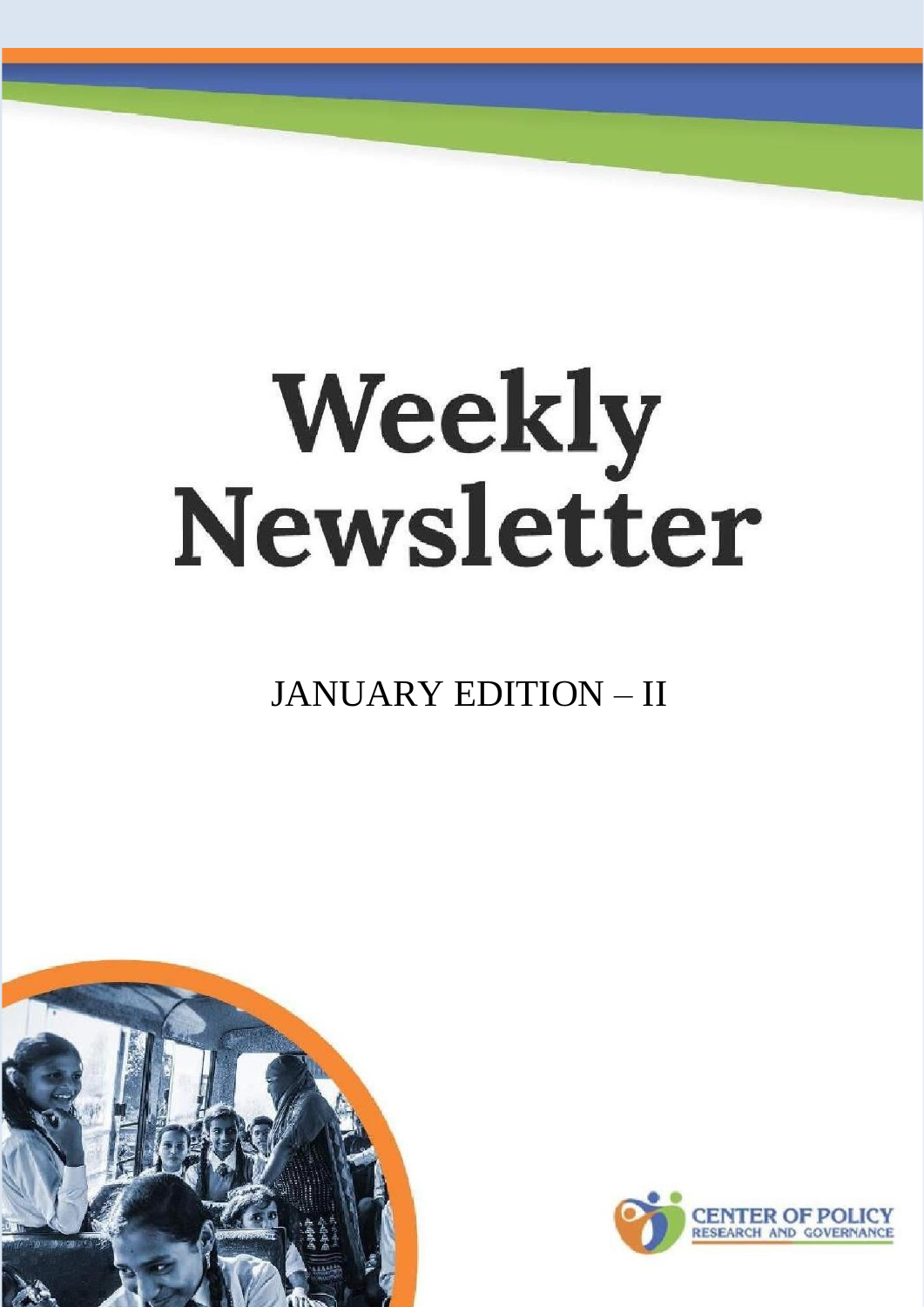# Weekly Newsletter

JANUARY EDITION – II

CENTER OF POLICY RESEARCH AND GOVERNANCE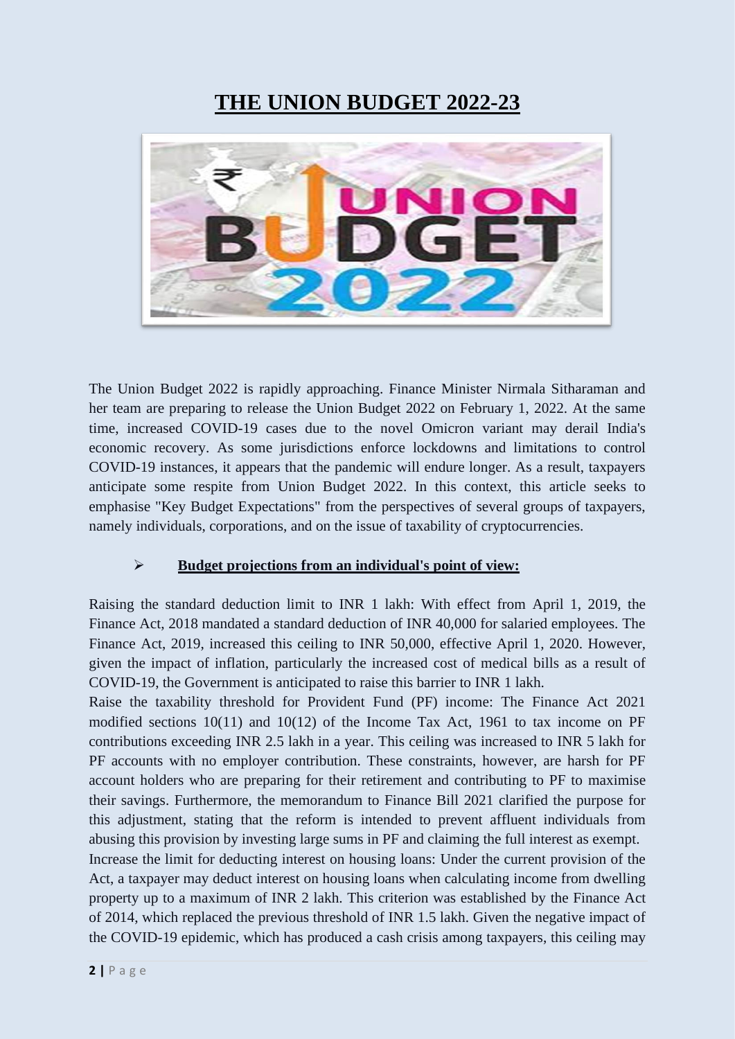# THE UNION BUDGET 2022-23

The Union Budget 2022 is rapidly approaching. Finance Minister Nirmala Sitharaman and her team are preparing to release the Union Budget 2022 on February 1, 2022. At the same time, increased COVID-19 cases due to the novel Omicron variant may derail India's economic recovery. As some jurisdictions enforce lockdowns and limitations to control COVID-19 instances, it appears that the pandemic will endure longer. As a result, taxpayers anticipate some respite from Union Budget 2022. In this context, this article seeks to emphasise "Key Budget Expectations" from the perspectives of several groups of taxpayers, namely individuals, corporations, and on the issue of taxability of cryptocurrencies.

- **Budget projections from an individual's point of view:**

Raising the standard deduction limit to INR 1 lakh: With effect from April 1, 2019, the Finance Act, 2018 mandated a standard deduction of INR 40,000 for salaried employees. The Finance Act, 2019, increased this ceiling to INR 50,000, effective April 1, 2020. However, given the impact of inflation, particularly the increased cost of medical bills as a result of COVID-19, the Government is anticipated to raise this barrier to INR 1 lakh.

Raise the taxability threshold for Provident Fund (PF) income: The Finance Act 2021 modified sections 10(11) and 10(12) of the Income Tax Act, 1961 to tax income on PF contributions exceeding INR 2.5 lakh in a year. This ceiling was increased to INR 5 lakh for PF accounts with no employer contribution. These constraints, however, are harsh for PF account holders who are preparing for their retirement and contributing to PF to maximise their savings. Furthermore, the memorandum to Finance Bill 2021 clarified the purpose for this adjustment, stating that the reform is intended to prevent affluent individuals from abusing this provision by investing large sums in PF and claiming the full interest as exempt.

Increase the limit for deducting interest on housing loans: Under the current provision of the Act, a taxpayer may deduct interest on housing loans when calculating income from dwelling property up to a maximum of INR 2 lakh. This criterion was established by the Finance Act of 2014, which replaced the previous threshold of INR 1.5 lakh. Given the negative impact of the COVID-19 epidemic, which has produced a cash crisis among taxpayers, this ceiling may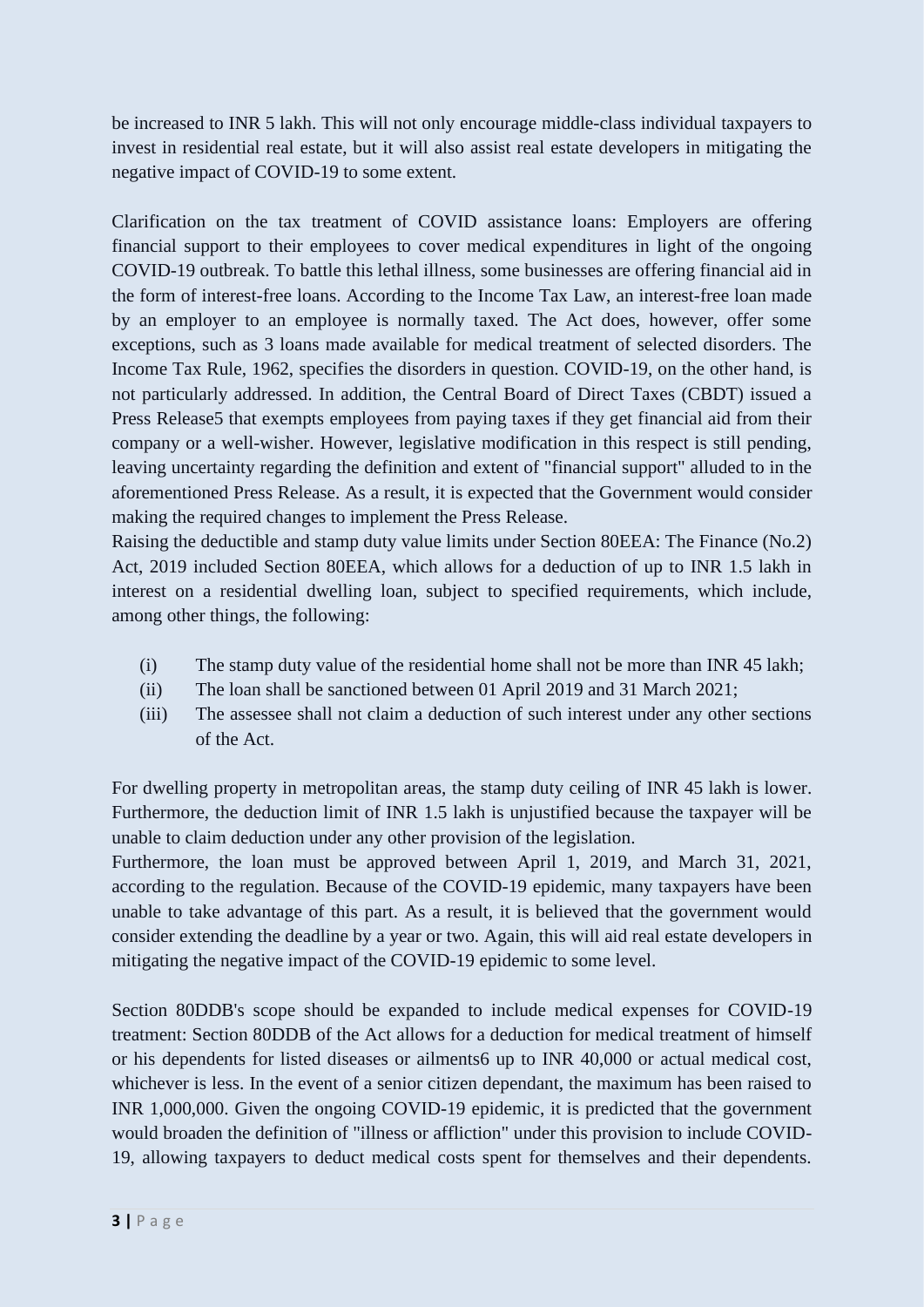be increased to INR 5 lakh. This will not only encourage middle-class individual taxpayers to invest in residential real estate, but it will also assist real estate developers in mitigating the negative impact of COVID-19 to some extent.

Clarification on the tax treatment of COVID assistance loans: Employers are offering financial support to their employees to cover medical expenditures in light of the ongoing COVID-19 outbreak. To battle this lethal illness, some businesses are offering financial aid in the form of interest-free loans. According to the Income Tax Law, an interest-free loan made by an employer to an employee is normally taxed. The Act does, however, offer some exceptions, such as 3 loans made available for medical treatment of selected disorders. The Income Tax Rule, 1962, specifies the disorders in question. COVID-19, on the other hand, is not particularly addressed. In addition, the Central Board of Direct Taxes (CBDT) issued a Press Release[5] that exempts employees from paying taxes if they get financial aid from their company or a well-wisher. However, legislative modification in this respect is still pending, leaving uncertainty regarding the definition and extent of "financial support" alluded to in the aforementioned Press Release. As a result, it is expected that the Government would consider making the required changes to implement the Press Release.

Raising the deductible and stamp duty value limits under Section 80EEA: The Finance (No.2) Act, 2019 included Section 80EEA, which allows for a deduction of up to INR 1.5 lakh in interest on a residential dwelling loan, subject to specified requirements, which include, among other things, the following:

(i) The stamp duty value of the residential home shall not be more than INR 45 lakh;
(ii) The loan shall be sanctioned between 01 April 2019 and 31 March 2021;
(iii) The assessee shall not claim a deduction of such interest under any other sections of the Act.

For dwelling property in metropolitan areas, the stamp duty ceiling of INR 45 lakh is lower. Furthermore, the deduction limit of INR 1.5 lakh is unjustified because the taxpayer will be unable to claim deduction under any other provision of the legislation.

Furthermore, the loan must be approved between April 1, 2019, and March 31, 2021, according to the regulation. Because of the COVID-19 epidemic, many taxpayers have been unable to take advantage of this part. As a result, it is believed that the government would consider extending the deadline by a year or two. Again, this will aid real estate developers in mitigating the negative impact of the COVID-19 epidemic to some level.

Section 80DDB's scope should be expanded to include medical expenses for COVID-19 treatment: Section 80DDB of the Act allows for a deduction for medical treatment of himself or his dependents for listed diseases or ailments[6] up to INR 40,000 or actual medical cost, whichever is less. In the event of a senior citizen dependant, the maximum has been raised to INR 1,000,000. Given the ongoing COVID-19 epidemic, it is predicted that the government would broaden the definition of "illness or affliction" under this provision to include COVID-19, allowing taxpayers to deduct medical costs spent for themselves and their dependents.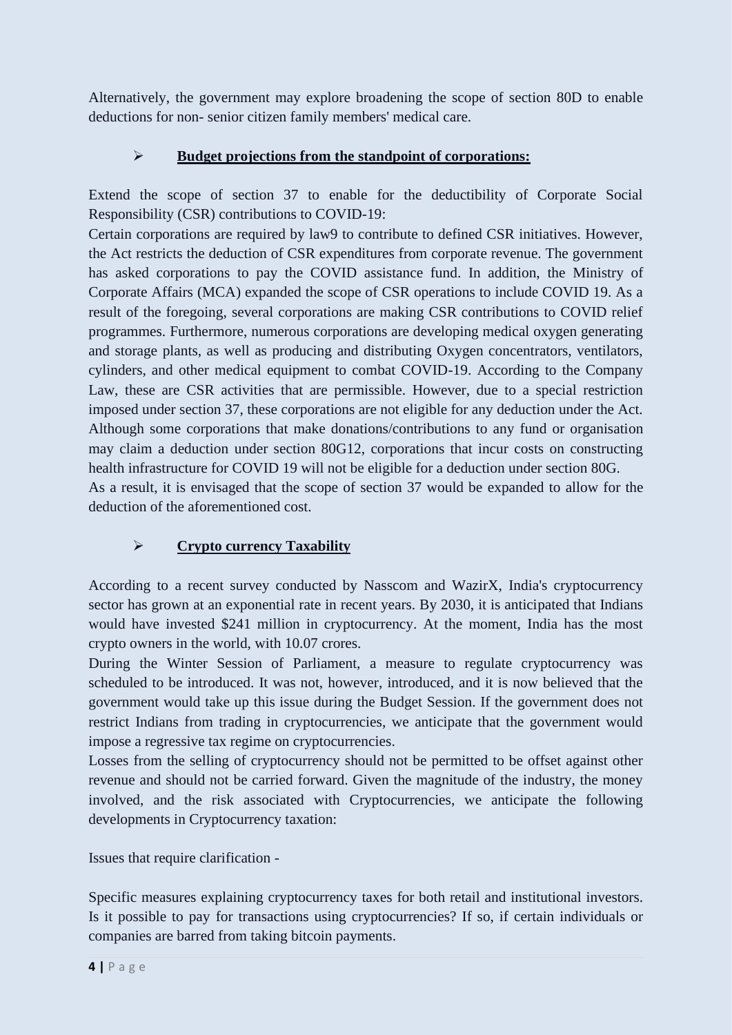Alternatively, the government may explore broadening the scope of section 80D to enable deductions for non- senior citizen family members' medical care.

- **Budget projections from the standpoint of corporations:**

Extend the scope of section 37 to enable for the deductibility of Corporate Social Responsibility (CSR) contributions to COVID-19:

Certain corporations are required by law9 to contribute to defined CSR initiatives. However, the Act restricts the deduction of CSR expenditures from corporate revenue. The government has asked corporations to pay the COVID assistance fund. In addition, the Ministry of Corporate Affairs (MCA) expanded the scope of CSR operations to include COVID 19. As a result of the foregoing, several corporations are making CSR contributions to COVID relief programmes. Furthermore, numerous corporations are developing medical oxygen generating and storage plants, as well as producing and distributing Oxygen concentrators, ventilators, cylinders, and other medical equipment to combat COVID-19. According to the Company Law, these are CSR activities that are permissible. However, due to a special restriction imposed under section 37, these corporations are not eligible for any deduction under the Act. Although some corporations that make donations/contributions to any fund or organisation may claim a deduction under section 80G12, corporations that incur costs on constructing health infrastructure for COVID 19 will not be eligible for a deduction under section 80G.

As a result, it is envisaged that the scope of section 37 would be expanded to allow for the deduction of the aforementioned cost.

- **Crypto currency Taxability**

According to a recent survey conducted by Nasscom and WazirX, India's cryptocurrency sector has grown at an exponential rate in recent years. By 2030, it is anticipated that Indians would have invested $241 million in cryptocurrency. At the moment, India has the most crypto owners in the world, with 10.07 crores.

During the Winter Session of Parliament, a measure to regulate cryptocurrency was scheduled to be introduced. It was not, however, introduced, and it is now believed that the government would take up this issue during the Budget Session. If the government does not restrict Indians from trading in cryptocurrencies, we anticipate that the government would impose a regressive tax regime on cryptocurrencies.

Losses from the selling of cryptocurrency should not be permitted to be offset against other revenue and should not be carried forward. Given the magnitude of the industry, the money involved, and the risk associated with Cryptocurrencies, we anticipate the following developments in Cryptocurrency taxation:

Issues that require clarification -

Specific measures explaining cryptocurrency taxes for both retail and institutional investors. Is it possible to pay for transactions using cryptocurrencies? If so, if certain individuals or companies are barred from taking bitcoin payments.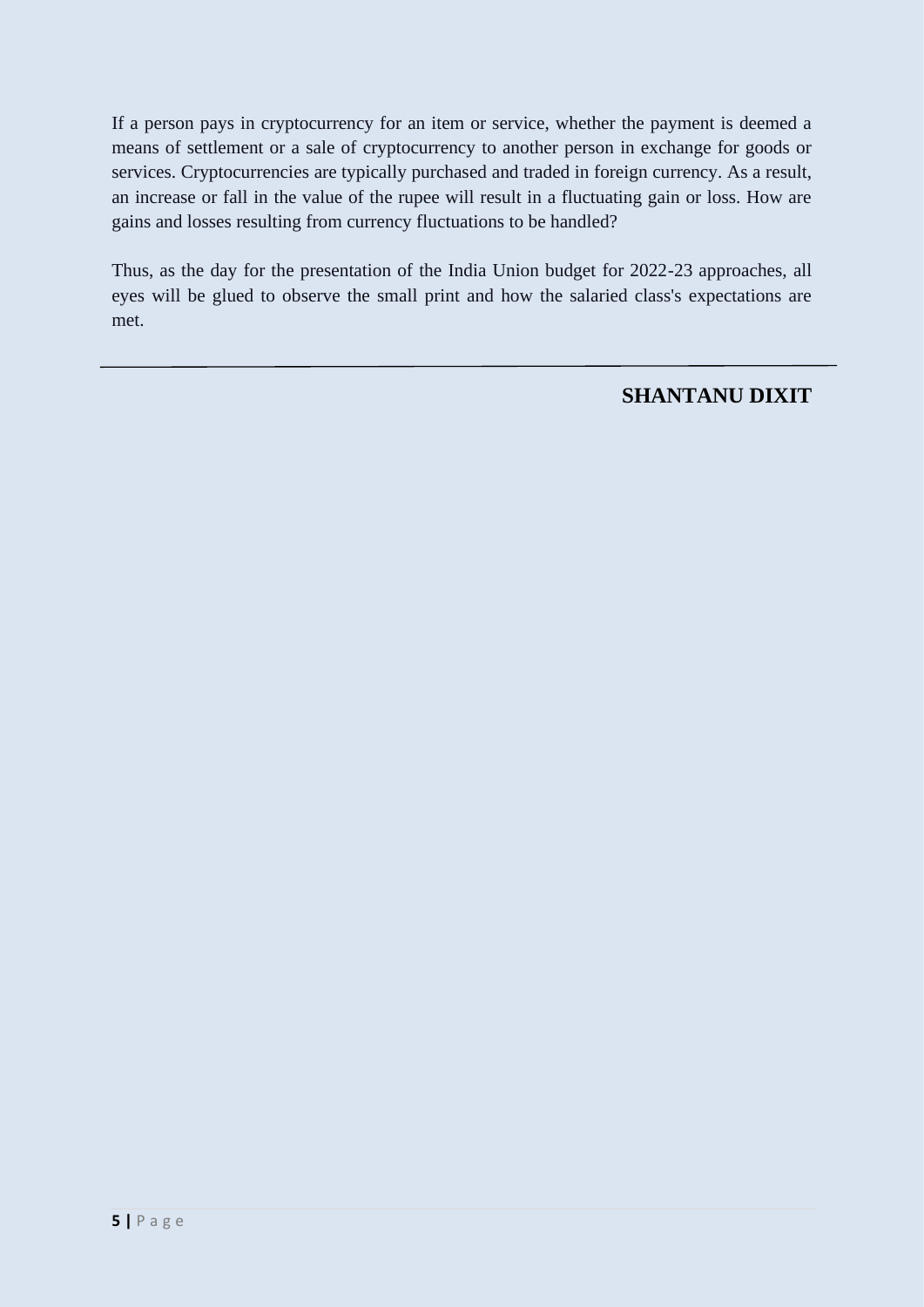If a person pays in cryptocurrency for an item or service, whether the payment is deemed a means of settlement or a sale of cryptocurrency to another person in exchange for goods or services. Cryptocurrencies are typically purchased and traded in foreign currency. As a result, an increase or fall in the value of the rupee will result in a fluctuating gain or loss. How are gains and losses resulting from currency fluctuations to be handled?

Thus, as the day for the presentation of the India Union budget for 2022-23 approaches, all eyes will be glued to observe the small print and how the salaried class's expectations are met.

---

**SHANTANU DIXIT**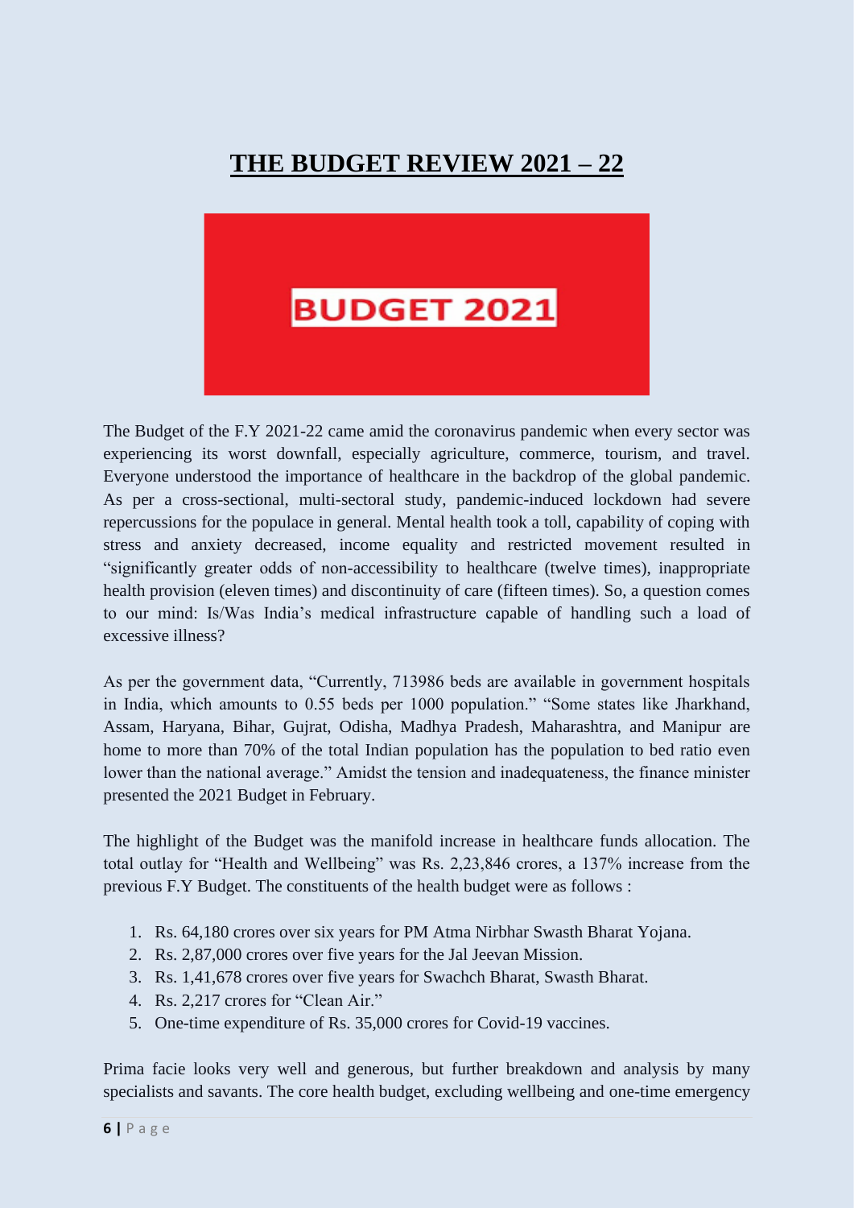# THE BUDGET REVIEW 2021 – 22

BUDGET 2021

The Budget of the F.Y 2021-22 came amid the coronavirus pandemic when every sector was experiencing its worst downfall, especially agriculture, commerce, tourism, and travel. Everyone understood the importance of healthcare in the backdrop of the global pandemic. As per a cross-sectional, multi-sectoral study, pandemic-induced lockdown had severe repercussions for the populace in general. Mental health took a toll, capability of coping with stress and anxiety decreased, income equality and restricted movement resulted in "significantly greater odds of non-accessibility to healthcare (twelve times), inappropriate health provision (eleven times) and discontinuity of care (fifteen times). So, a question comes to our mind: Is/Was India's medical infrastructure capable of handling such a load of excessive illness?

As per the government data, "Currently, 713986 beds are available in government hospitals in India, which amounts to 0.55 beds per 1000 population." "Some states like Jharkhand, Assam, Haryana, Bihar, Gujrat, Odisha, Madhya Pradesh, Maharashtra, and Manipur are home to more than 70% of the total Indian population has the population to bed ratio even lower than the national average." Amidst the tension and inadequateness, the finance minister presented the 2021 Budget in February.

The highlight of the Budget was the manifold increase in healthcare funds allocation. The total outlay for "Health and Wellbeing" was Rs. 2,23,846 crores, a 137% increase from the previous F.Y Budget. The constituents of the health budget were as follows :

1. Rs. 64,180 crores over six years for PM Atma Nirbhar Swasth Bharat Yojana.
2. Rs. 2,87,000 crores over five years for the Jal Jeevan Mission.
3. Rs. 1,41,678 crores over five years for Swachch Bharat, Swasth Bharat.
4. Rs. 2,217 crores for "Clean Air."
5. One-time expenditure of Rs. 35,000 crores for Covid-19 vaccines.

Prima facie looks very well and generous, but further breakdown and analysis by many specialists and savants. The core health budget, excluding wellbeing and one-time emergency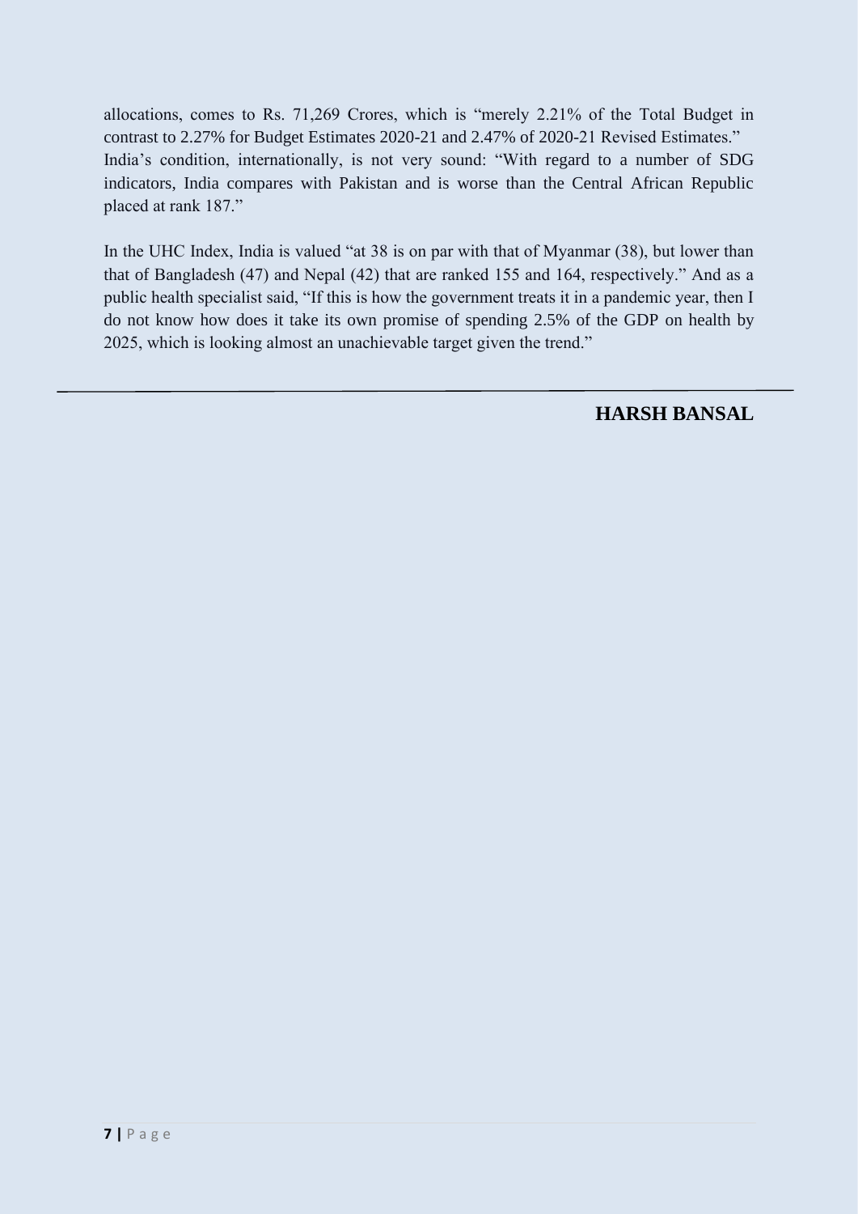allocations, comes to Rs. 71,269 Crores, which is "merely 2.21% of the Total Budget in contrast to 2.27% for Budget Estimates 2020-21 and 2.47% of 2020-21 Revised Estimates."
India's condition, internationally, is not very sound: "With regard to a number of SDG indicators, India compares with Pakistan and is worse than the Central African Republic placed at rank 187."

In the UHC Index, India is valued "at 38 is on par with that of Myanmar (38), but lower than that of Bangladesh (47) and Nepal (42) that are ranked 155 and 164, respectively." And as a public health specialist said, "If this is how the government treats it in a pandemic year, then I do not know how does it take its own promise of spending 2.5% of the GDP on health by 2025, which is looking almost an unachievable target given the trend."

---

**HARSH BANSAL**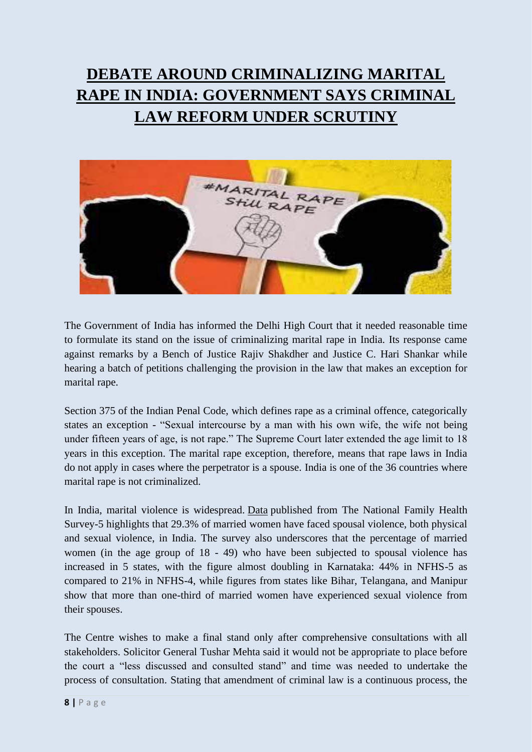# DEBATE AROUND CRIMINALIZING MARITAL RAPE IN INDIA: GOVERNMENT SAYS CRIMINAL LAW REFORM UNDER SCRUTINY

The Government of India has informed the Delhi High Court that it needed reasonable time to formulate its stand on the issue of criminalizing marital rape in India. Its response came against remarks by a Bench of Justice Rajiv Shakdher and Justice C. Hari Shankar while hearing a batch of petitions challenging the provision in the law that makes an exception for marital rape.

Section 375 of the Indian Penal Code, which defines rape as a criminal offence, categorically states an exception - "Sexual intercourse by a man with his own wife, the wife not being under fifteen years of age, is not rape." The Supreme Court later extended the age limit to 18 years in this exception. The marital rape exception, therefore, means that rape laws in India do not apply in cases where the perpetrator is a spouse. India is one of the 36 countries where marital rape is not criminalized.

In India, marital violence is widespread. Data published from The National Family Health Survey-5 highlights that 29.3% of married women have faced spousal violence, both physical and sexual violence, in India. The survey also underscores that the percentage of married women (in the age group of 18 - 49) who have been subjected to spousal violence has increased in 5 states, with the figure almost doubling in Karnataka: 44% in NFHS-5 as compared to 21% in NFHS-4, while figures from states like Bihar, Telangana, and Manipur show that more than one-third of married women have experienced sexual violence from their spouses.

The Centre wishes to make a final stand only after comprehensive consultations with all stakeholders. Solicitor General Tushar Mehta said it would not be appropriate to place before the court a "less discussed and consulted stand" and time was needed to undertake the process of consultation. Stating that amendment of criminal law is a continuous process, the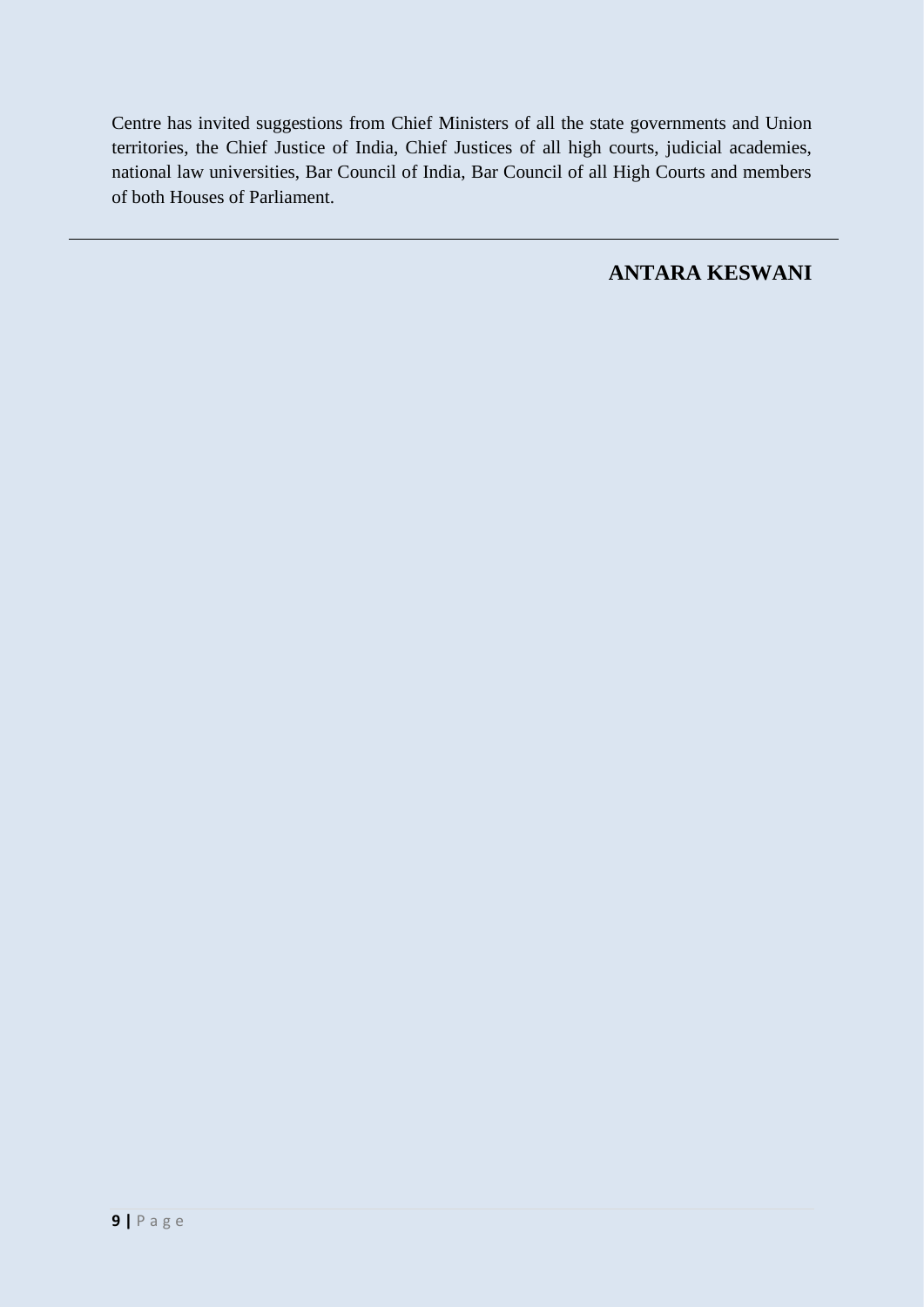Centre has invited suggestions from Chief Ministers of all the state governments and Union territories, the Chief Justice of India, Chief Justices of all high courts, judicial academies, national law universities, Bar Council of India, Bar Council of all High Courts and members of both Houses of Parliament.

---

**ANTARA KESWANI**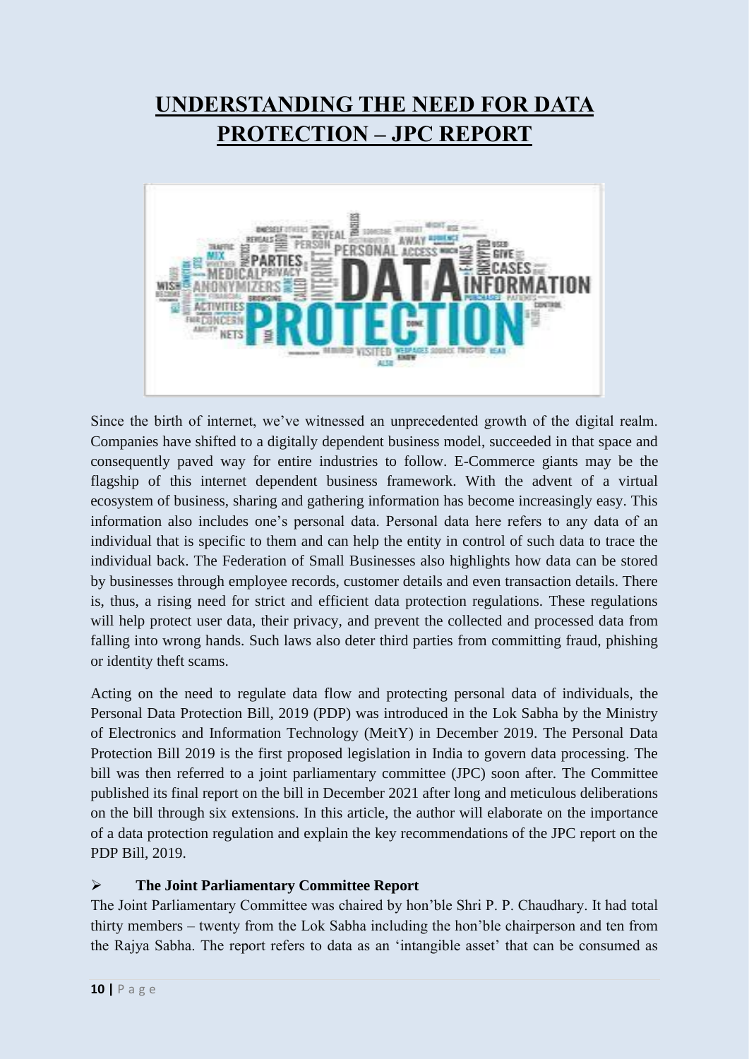// Regarding the "No images were detected" note: the word-cloud graphic on the page is omitted since no image ID was provided.

# UNDERSTANDING THE NEED FOR DATA PROTECTION – JPC REPORT

Since the birth of internet, we've witnessed an unprecedented growth of the digital realm. Companies have shifted to a digitally dependent business model, succeeded in that space and consequently paved way for entire industries to follow. E-Commerce giants may be the flagship of this internet dependent business framework. With the advent of a virtual ecosystem of business, sharing and gathering information has become increasingly easy. This information also includes one's personal data. Personal data here refers to any data of an individual that is specific to them and can help the entity in control of such data to trace the individual back. The Federation of Small Businesses also highlights how data can be stored by businesses through employee records, customer details and even transaction details. There is, thus, a rising need for strict and efficient data protection regulations. These regulations will help protect user data, their privacy, and prevent the collected and processed data from falling into wrong hands. Such laws also deter third parties from committing fraud, phishing or identity theft scams.

Acting on the need to regulate data flow and protecting personal data of individuals, the Personal Data Protection Bill, 2019 (PDP) was introduced in the Lok Sabha by the Ministry of Electronics and Information Technology (MeitY) in December 2019. The Personal Data Protection Bill 2019 is the first proposed legislation in India to govern data processing. The bill was then referred to a joint parliamentary committee (JPC) soon after. The Committee published its final report on the bill in December 2021 after long and meticulous deliberations on the bill through six extensions. In this article, the author will elaborate on the importance of a data protection regulation and explain the key recommendations of the JPC report on the PDP Bill, 2019.

- **The Joint Parliamentary Committee Report**

The Joint Parliamentary Committee was chaired by hon'ble Shri P. P. Chaudhary. It had total thirty members – twenty from the Lok Sabha including the hon'ble chairperson and ten from the Rajya Sabha. The report refers to data as an 'intangible asset' that can be consumed as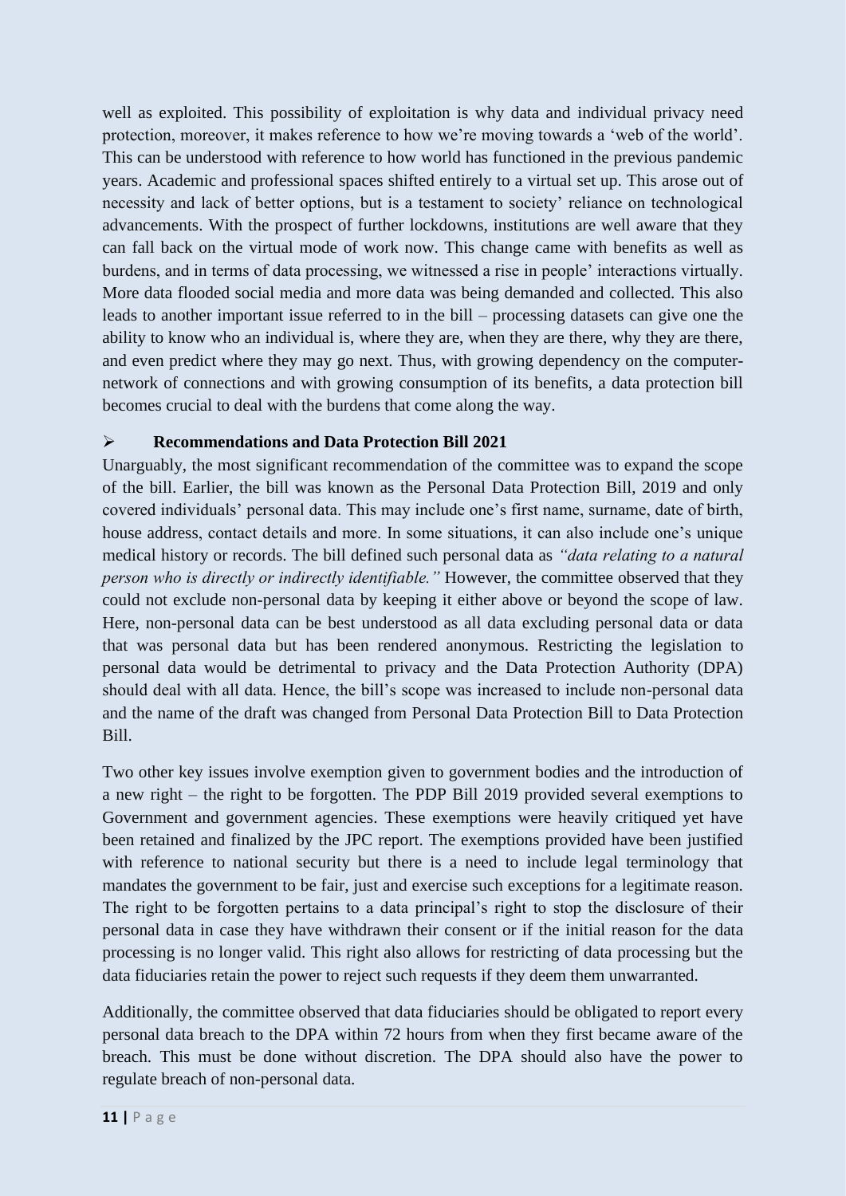well as exploited. This possibility of exploitation is why data and individual privacy need protection, moreover, it makes reference to how we're moving towards a 'web of the world'. This can be understood with reference to how world has functioned in the previous pandemic years. Academic and professional spaces shifted entirely to a virtual set up. This arose out of necessity and lack of better options, but is a testament to society' reliance on technological advancements. With the prospect of further lockdowns, institutions are well aware that they can fall back on the virtual mode of work now. This change came with benefits as well as burdens, and in terms of data processing, we witnessed a rise in people' interactions virtually. More data flooded social media and more data was being demanded and collected. This also leads to another important issue referred to in the bill – processing datasets can give one the ability to know who an individual is, where they are, when they are there, why they are there, and even predict where they may go next. Thus, with growing dependency on the computer-network of connections and with growing consumption of its benefits, a data protection bill becomes crucial to deal with the burdens that come along the way.

- **Recommendations and Data Protection Bill 2021**

Unarguably, the most significant recommendation of the committee was to expand the scope of the bill. Earlier, the bill was known as the Personal Data Protection Bill, 2019 and only covered individuals' personal data. This may include one's first name, surname, date of birth, house address, contact details and more. In some situations, it can also include one's unique medical history or records. The bill defined such personal data as *"data relating to a natural person who is directly or indirectly identifiable."* However, the committee observed that they could not exclude non-personal data by keeping it either above or beyond the scope of law. Here, non-personal data can be best understood as all data excluding personal data or data that was personal data but has been rendered anonymous. Restricting the legislation to personal data would be detrimental to privacy and the Data Protection Authority (DPA) should deal with all data. Hence, the bill's scope was increased to include non-personal data and the name of the draft was changed from Personal Data Protection Bill to Data Protection Bill.

Two other key issues involve exemption given to government bodies and the introduction of a new right – the right to be forgotten. The PDP Bill 2019 provided several exemptions to Government and government agencies. These exemptions were heavily critiqued yet have been retained and finalized by the JPC report. The exemptions provided have been justified with reference to national security but there is a need to include legal terminology that mandates the government to be fair, just and exercise such exceptions for a legitimate reason. The right to be forgotten pertains to a data principal's right to stop the disclosure of their personal data in case they have withdrawn their consent or if the initial reason for the data processing is no longer valid. This right also allows for restricting of data processing but the data fiduciaries retain the power to reject such requests if they deem them unwarranted.

Additionally, the committee observed that data fiduciaries should be obligated to report every personal data breach to the DPA within 72 hours from when they first became aware of the breach. This must be done without discretion. The DPA should also have the power to regulate breach of non-personal data.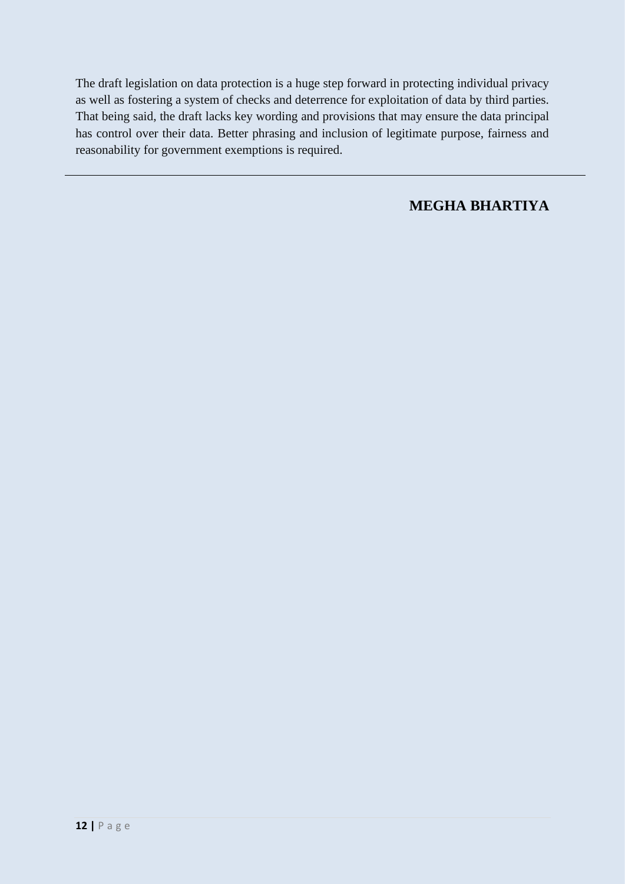The draft legislation on data protection is a huge step forward in protecting individual privacy as well as fostering a system of checks and deterrence for exploitation of data by third parties. That being said, the draft lacks key wording and provisions that may ensure the data principal has control over their data. Better phrasing and inclusion of legitimate purpose, fairness and reasonability for government exemptions is required.

---

**MEGHA BHARTIYA**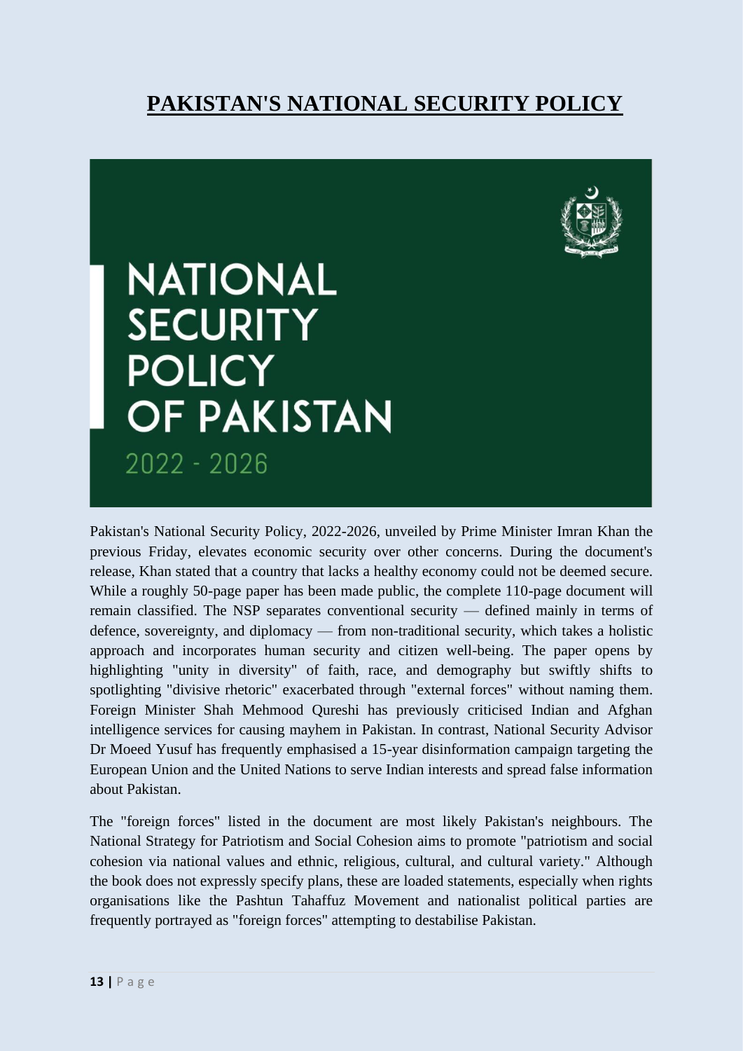# PAKISTAN'S NATIONAL SECURITY POLICY

Pakistan's National Security Policy, 2022-2026, unveiled by Prime Minister Imran Khan the previous Friday, elevates economic security over other concerns. During the document's release, Khan stated that a country that lacks a healthy economy could not be deemed secure. While a roughly 50-page paper has been made public, the complete 110-page document will remain classified. The NSP separates conventional security — defined mainly in terms of defence, sovereignty, and diplomacy — from non-traditional security, which takes a holistic approach and incorporates human security and citizen well-being. The paper opens by highlighting "unity in diversity" of faith, race, and demography but swiftly shifts to spotlighting "divisive rhetoric" exacerbated through "external forces" without naming them. Foreign Minister Shah Mehmood Qureshi has previously criticised Indian and Afghan intelligence services for causing mayhem in Pakistan. In contrast, National Security Advisor Dr Moeed Yusuf has frequently emphasised a 15-year disinformation campaign targeting the European Union and the United Nations to serve Indian interests and spread false information about Pakistan.

The "foreign forces" listed in the document are most likely Pakistan's neighbours. The National Strategy for Patriotism and Social Cohesion aims to promote "patriotism and social cohesion via national values and ethnic, religious, cultural, and cultural variety." Although the book does not expressly specify plans, these are loaded statements, especially when rights organisations like the Pashtun Tahaffuz Movement and nationalist political parties are frequently portrayed as "foreign forces" attempting to destabilise Pakistan.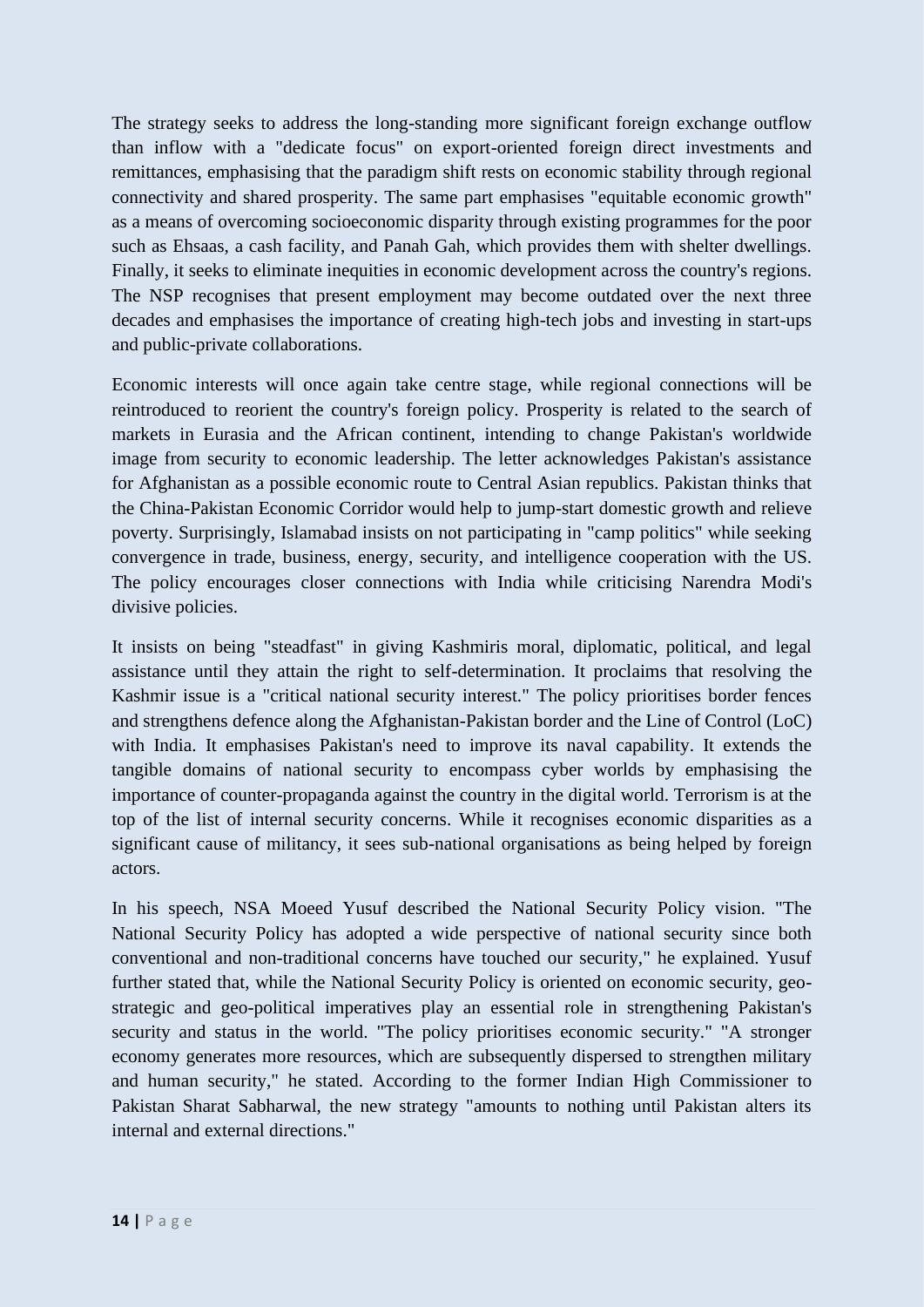The strategy seeks to address the long-standing more significant foreign exchange outflow than inflow with a "dedicate focus" on export-oriented foreign direct investments and remittances, emphasising that the paradigm shift rests on economic stability through regional connectivity and shared prosperity. The same part emphasises "equitable economic growth" as a means of overcoming socioeconomic disparity through existing programmes for the poor such as Ehsaas, a cash facility, and Panah Gah, which provides them with shelter dwellings. Finally, it seeks to eliminate inequities in economic development across the country's regions. The NSP recognises that present employment may become outdated over the next three decades and emphasises the importance of creating high-tech jobs and investing in start-ups and public-private collaborations.

Economic interests will once again take centre stage, while regional connections will be reintroduced to reorient the country's foreign policy. Prosperity is related to the search of markets in Eurasia and the African continent, intending to change Pakistan's worldwide image from security to economic leadership. The letter acknowledges Pakistan's assistance for Afghanistan as a possible economic route to Central Asian republics. Pakistan thinks that the China-Pakistan Economic Corridor would help to jump-start domestic growth and relieve poverty. Surprisingly, Islamabad insists on not participating in "camp politics" while seeking convergence in trade, business, energy, security, and intelligence cooperation with the US. The policy encourages closer connections with India while criticising Narendra Modi's divisive policies.

It insists on being "steadfast" in giving Kashmiris moral, diplomatic, political, and legal assistance until they attain the right to self-determination. It proclaims that resolving the Kashmir issue is a "critical national security interest." The policy prioritises border fences and strengthens defence along the Afghanistan-Pakistan border and the Line of Control (LoC) with India. It emphasises Pakistan's need to improve its naval capability. It extends the tangible domains of national security to encompass cyber worlds by emphasising the importance of counter-propaganda against the country in the digital world. Terrorism is at the top of the list of internal security concerns. While it recognises economic disparities as a significant cause of militancy, it sees sub-national organisations as being helped by foreign actors.

In his speech, NSA Moeed Yusuf described the National Security Policy vision. "The National Security Policy has adopted a wide perspective of national security since both conventional and non-traditional concerns have touched our security," he explained. Yusuf further stated that, while the National Security Policy is oriented on economic security, geo-strategic and geo-political imperatives play an essential role in strengthening Pakistan's security and status in the world. "The policy prioritises economic security." "A stronger economy generates more resources, which are subsequently dispersed to strengthen military and human security," he stated. According to the former Indian High Commissioner to Pakistan Sharat Sabharwal, the new strategy "amounts to nothing until Pakistan alters its internal and external directions."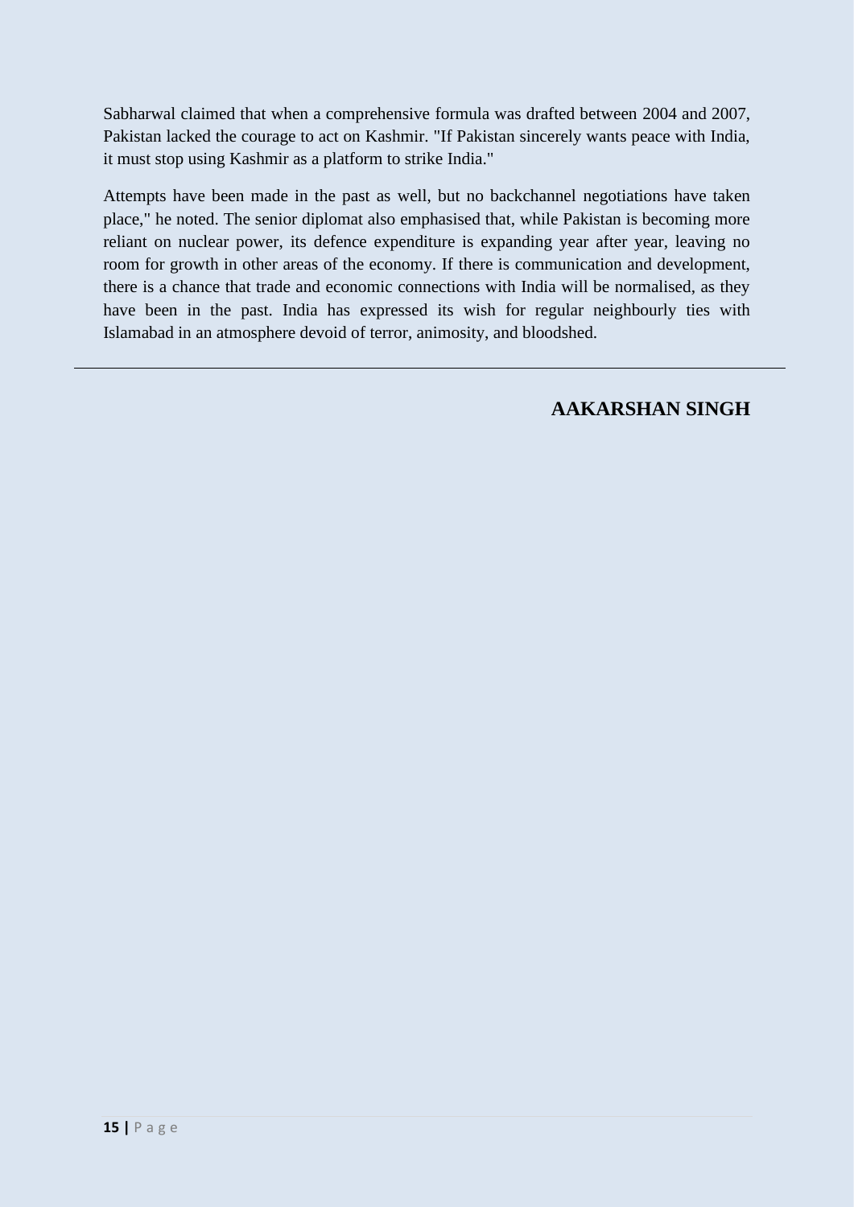Sabharwal claimed that when a comprehensive formula was drafted between 2004 and 2007, Pakistan lacked the courage to act on Kashmir. "If Pakistan sincerely wants peace with India, it must stop using Kashmir as a platform to strike India."

Attempts have been made in the past as well, but no backchannel negotiations have taken place," he noted. The senior diplomat also emphasised that, while Pakistan is becoming more reliant on nuclear power, its defence expenditure is expanding year after year, leaving no room for growth in other areas of the economy. If there is communication and development, there is a chance that trade and economic connections with India will be normalised, as they have been in the past. India has expressed its wish for regular neighbourly ties with Islamabad in an atmosphere devoid of terror, animosity, and bloodshed.

---

**AAKARSHAN SINGH**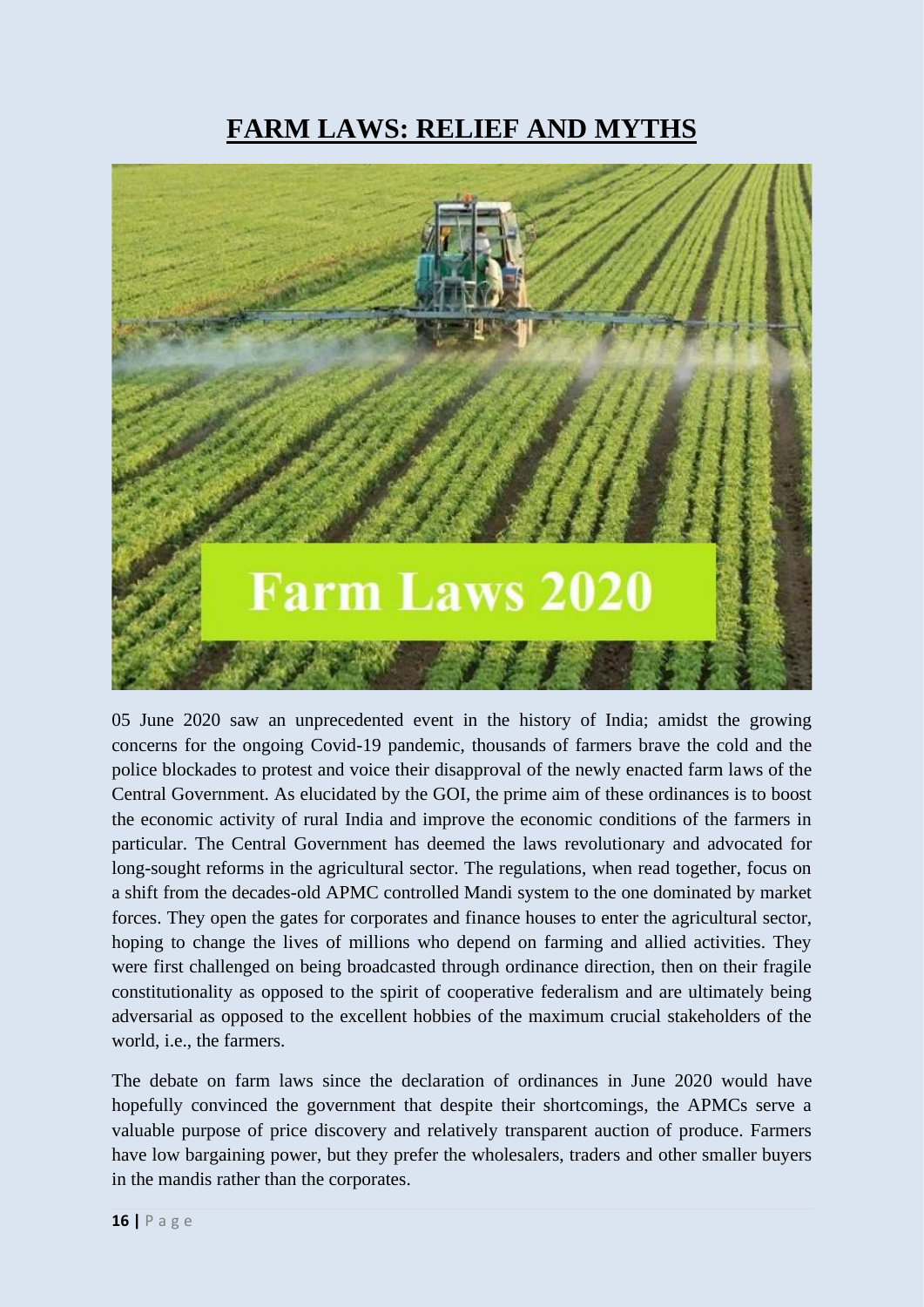# FARM LAWS: RELIEF AND MYTHS

05 June 2020 saw an unprecedented event in the history of India; amidst the growing concerns for the ongoing Covid-19 pandemic, thousands of farmers brave the cold and the police blockades to protest and voice their disapproval of the newly enacted farm laws of the Central Government. As elucidated by the GOI, the prime aim of these ordinances is to boost the economic activity of rural India and improve the economic conditions of the farmers in particular. The Central Government has deemed the laws revolutionary and advocated for long-sought reforms in the agricultural sector. The regulations, when read together, focus on a shift from the decades-old APMC controlled Mandi system to the one dominated by market forces. They open the gates for corporates and finance houses to enter the agricultural sector, hoping to change the lives of millions who depend on farming and allied activities. They were first challenged on being broadcasted through ordinance direction, then on their fragile constitutionality as opposed to the spirit of cooperative federalism and are ultimately being adversarial as opposed to the excellent hobbies of the maximum crucial stakeholders of the world, i.e., the farmers.

The debate on farm laws since the declaration of ordinances in June 2020 would have hopefully convinced the government that despite their shortcomings, the APMCs serve a valuable purpose of price discovery and relatively transparent auction of produce. Farmers have low bargaining power, but they prefer the wholesalers, traders and other smaller buyers in the mandis rather than the corporates.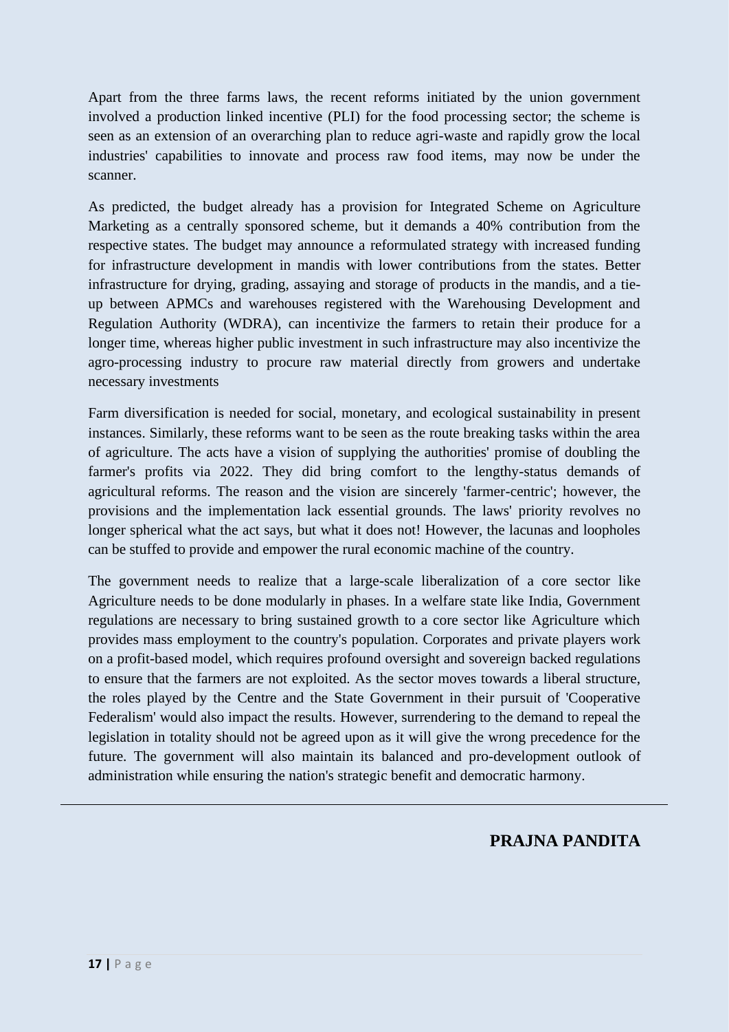Apart from the three farms laws, the recent reforms initiated by the union government involved a production linked incentive (PLI) for the food processing sector; the scheme is seen as an extension of an overarching plan to reduce agri-waste and rapidly grow the local industries' capabilities to innovate and process raw food items, may now be under the scanner.

As predicted, the budget already has a provision for Integrated Scheme on Agriculture Marketing as a centrally sponsored scheme, but it demands a 40% contribution from the respective states. The budget may announce a reformulated strategy with increased funding for infrastructure development in mandis with lower contributions from the states. Better infrastructure for drying, grading, assaying and storage of products in the mandis, and a tie-up between APMCs and warehouses registered with the Warehousing Development and Regulation Authority (WDRA), can incentivize the farmers to retain their produce for a longer time, whereas higher public investment in such infrastructure may also incentivize the agro-processing industry to procure raw material directly from growers and undertake necessary investments

Farm diversification is needed for social, monetary, and ecological sustainability in present instances. Similarly, these reforms want to be seen as the route breaking tasks within the area of agriculture. The acts have a vision of supplying the authorities' promise of doubling the farmer's profits via 2022. They did bring comfort to the lengthy-status demands of agricultural reforms. The reason and the vision are sincerely 'farmer-centric'; however, the provisions and the implementation lack essential grounds. The laws' priority revolves no longer spherical what the act says, but what it does not! However, the lacunas and loopholes can be stuffed to provide and empower the rural economic machine of the country.

The government needs to realize that a large-scale liberalization of a core sector like Agriculture needs to be done modularly in phases. In a welfare state like India, Government regulations are necessary to bring sustained growth to a core sector like Agriculture which provides mass employment to the country's population. Corporates and private players work on a profit-based model, which requires profound oversight and sovereign backed regulations to ensure that the farmers are not exploited. As the sector moves towards a liberal structure, the roles played by the Centre and the State Government in their pursuit of 'Cooperative Federalism' would also impact the results. However, surrendering to the demand to repeal the legislation in totality should not be agreed upon as it will give the wrong precedence for the future. The government will also maintain its balanced and pro-development outlook of administration while ensuring the nation's strategic benefit and democratic harmony.

---

**PRAJNA PANDITA**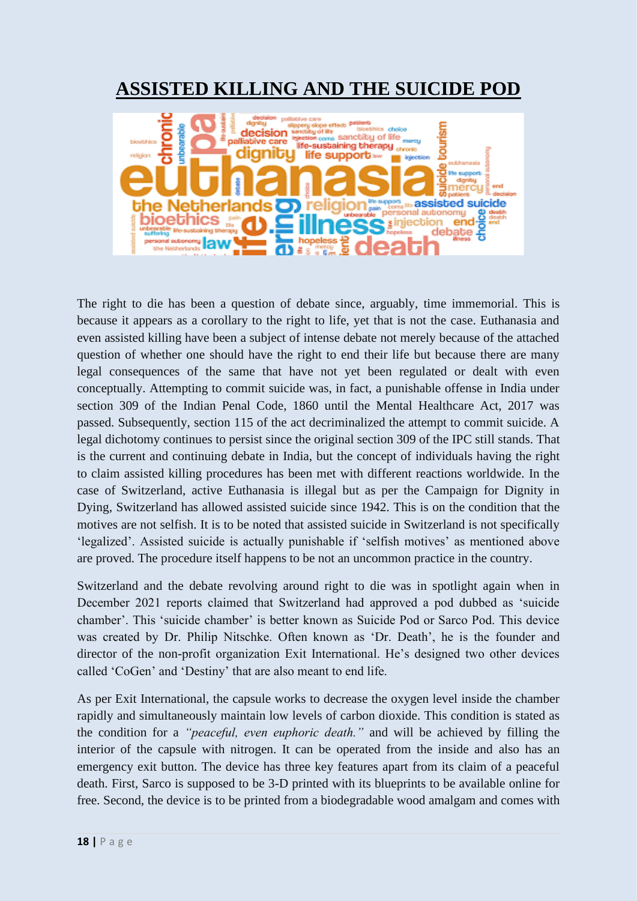# ASSISTED KILLING AND THE SUICIDE POD

The right to die has been a question of debate since, arguably, time immemorial. This is because it appears as a corollary to the right to life, yet that is not the case. Euthanasia and even assisted killing have been a subject of intense debate not merely because of the attached question of whether one should have the right to end their life but because there are many legal consequences of the same that have not yet been regulated or dealt with even conceptually. Attempting to commit suicide was, in fact, a punishable offense in India under section 309 of the Indian Penal Code, 1860 until the Mental Healthcare Act, 2017 was passed. Subsequently, section 115 of the act decriminalized the attempt to commit suicide. A legal dichotomy continues to persist since the original section 309 of the IPC still stands. That is the current and continuing debate in India, but the concept of individuals having the right to claim assisted killing procedures has been met with different reactions worldwide. In the case of Switzerland, active Euthanasia is illegal but as per the Campaign for Dignity in Dying, Switzerland has allowed assisted suicide since 1942. This is on the condition that the motives are not selfish. It is to be noted that assisted suicide in Switzerland is not specifically 'legalized'. Assisted suicide is actually punishable if 'selfish motives' as mentioned above are proved. The procedure itself happens to be not an uncommon practice in the country.

Switzerland and the debate revolving around right to die was in spotlight again when in December 2021 reports claimed that Switzerland had approved a pod dubbed as 'suicide chamber'. This 'suicide chamber' is better known as Suicide Pod or Sarco Pod. This device was created by Dr. Philip Nitschke. Often known as 'Dr. Death', he is the founder and director of the non-profit organization Exit International. He's designed two other devices called 'CoGen' and 'Destiny' that are also meant to end life.

As per Exit International, the capsule works to decrease the oxygen level inside the chamber rapidly and simultaneously maintain low levels of carbon dioxide. This condition is stated as the condition for a *"peaceful, even euphoric death."* and will be achieved by filling the interior of the capsule with nitrogen. It can be operated from the inside and also has an emergency exit button. The device has three key features apart from its claim of a peaceful death. First, Sarco is supposed to be 3-D printed with its blueprints to be available online for free. Second, the device is to be printed from a biodegradable wood amalgam and comes with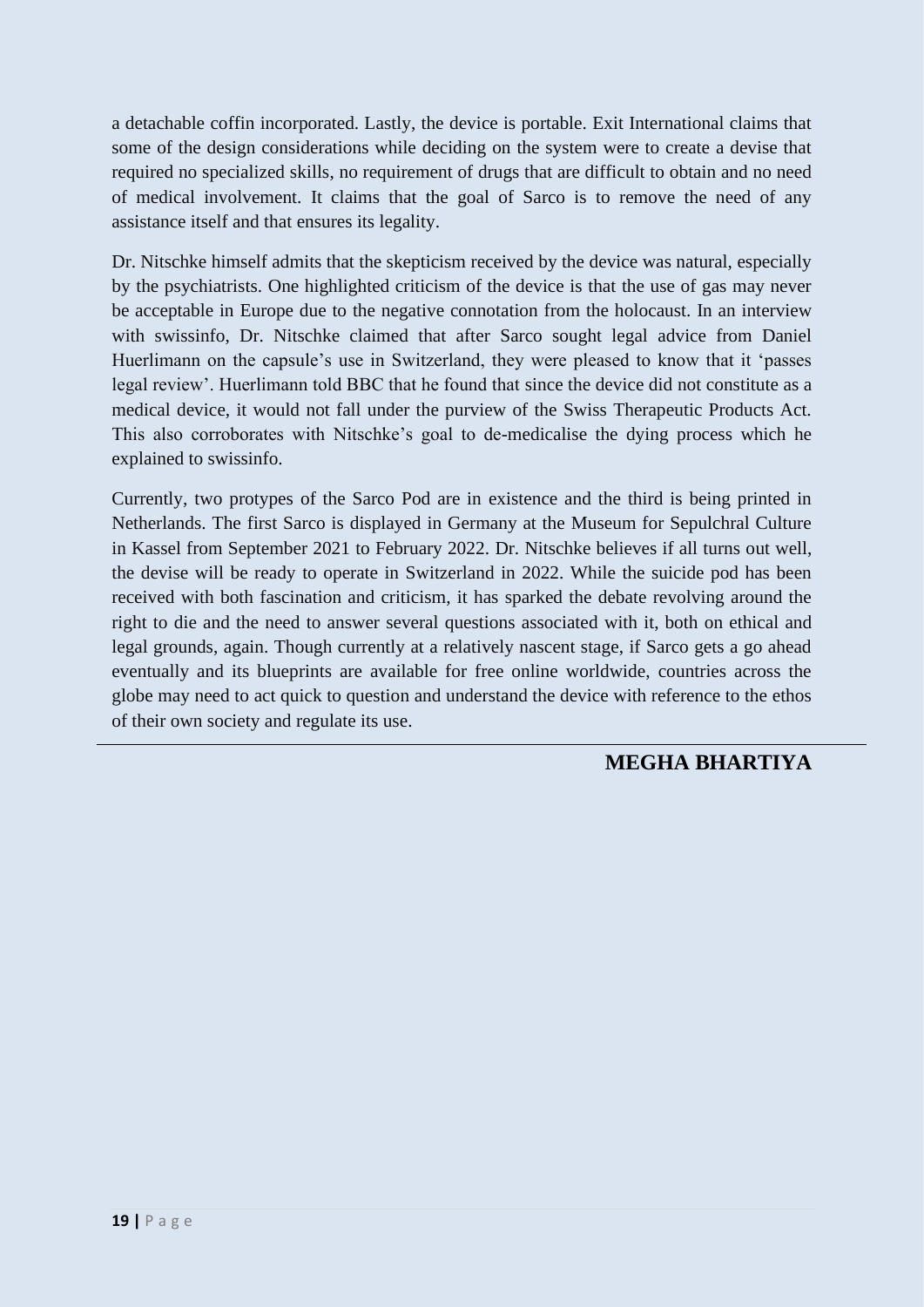a detachable coffin incorporated. Lastly, the device is portable. Exit International claims that some of the design considerations while deciding on the system were to create a devise that required no specialized skills, no requirement of drugs that are difficult to obtain and no need of medical involvement. It claims that the goal of Sarco is to remove the need of any assistance itself and that ensures its legality.

Dr. Nitschke himself admits that the skepticism received by the device was natural, especially by the psychiatrists. One highlighted criticism of the device is that the use of gas may never be acceptable in Europe due to the negative connotation from the holocaust. In an interview with swissinfo, Dr. Nitschke claimed that after Sarco sought legal advice from Daniel Huerlimann on the capsule's use in Switzerland, they were pleased to know that it 'passes legal review'. Huerlimann told BBC that he found that since the device did not constitute as a medical device, it would not fall under the purview of the Swiss Therapeutic Products Act. This also corroborates with Nitschke's goal to de-medicalise the dying process which he explained to swissinfo.

Currently, two protypes of the Sarco Pod are in existence and the third is being printed in Netherlands. The first Sarco is displayed in Germany at the Museum for Sepulchral Culture in Kassel from September 2021 to February 2022. Dr. Nitschke believes if all turns out well, the devise will be ready to operate in Switzerland in 2022. While the suicide pod has been received with both fascination and criticism, it has sparked the debate revolving around the right to die and the need to answer several questions associated with it, both on ethical and legal grounds, again. Though currently at a relatively nascent stage, if Sarco gets a go ahead eventually and its blueprints are available for free online worldwide, countries across the globe may need to act quick to question and understand the device with reference to the ethos of their own society and regulate its use.

---

**MEGHA BHARTIYA**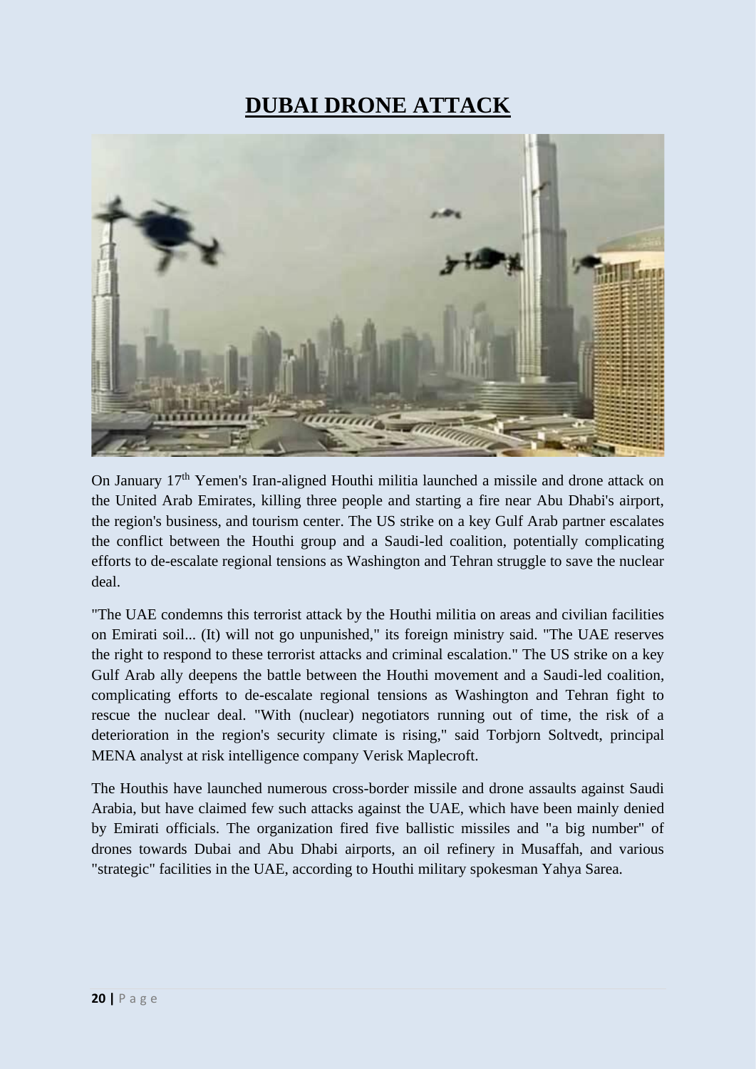# DUBAI DRONE ATTACK

On January 17th Yemen's Iran-aligned Houthi militia launched a missile and drone attack on the United Arab Emirates, killing three people and starting a fire near Abu Dhabi's airport, the region's business, and tourism center. The US strike on a key Gulf Arab partner escalates the conflict between the Houthi group and a Saudi-led coalition, potentially complicating efforts to de-escalate regional tensions as Washington and Tehran struggle to save the nuclear deal.

"The UAE condemns this terrorist attack by the Houthi militia on areas and civilian facilities on Emirati soil... (It) will not go unpunished," its foreign ministry said. "The UAE reserves the right to respond to these terrorist attacks and criminal escalation." The US strike on a key Gulf Arab ally deepens the battle between the Houthi movement and a Saudi-led coalition, complicating efforts to de-escalate regional tensions as Washington and Tehran fight to rescue the nuclear deal. "With (nuclear) negotiators running out of time, the risk of a deterioration in the region's security climate is rising," said Torbjorn Soltvedt, principal MENA analyst at risk intelligence company Verisk Maplecroft.

The Houthis have launched numerous cross-border missile and drone assaults against Saudi Arabia, but have claimed few such attacks against the UAE, which have been mainly denied by Emirati officials. The organization fired five ballistic missiles and "a big number" of drones towards Dubai and Abu Dhabi airports, an oil refinery in Musaffah, and various "strategic" facilities in the UAE, according to Houthi military spokesman Yahya Sarea.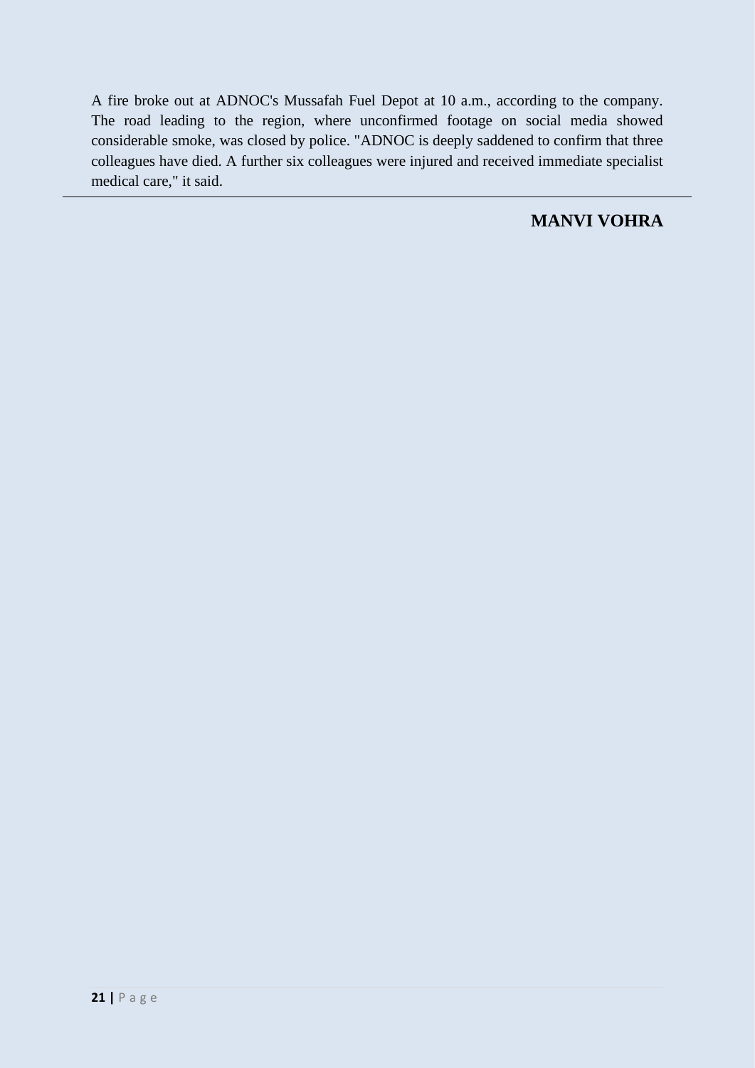A fire broke out at ADNOC's Mussafah Fuel Depot at 10 a.m., according to the company. The road leading to the region, where unconfirmed footage on social media showed considerable smoke, was closed by police. "ADNOC is deeply saddened to confirm that three colleagues have died. A further six colleagues were injured and received immediate specialist medical care," it said.

---

**MANVI VOHRA**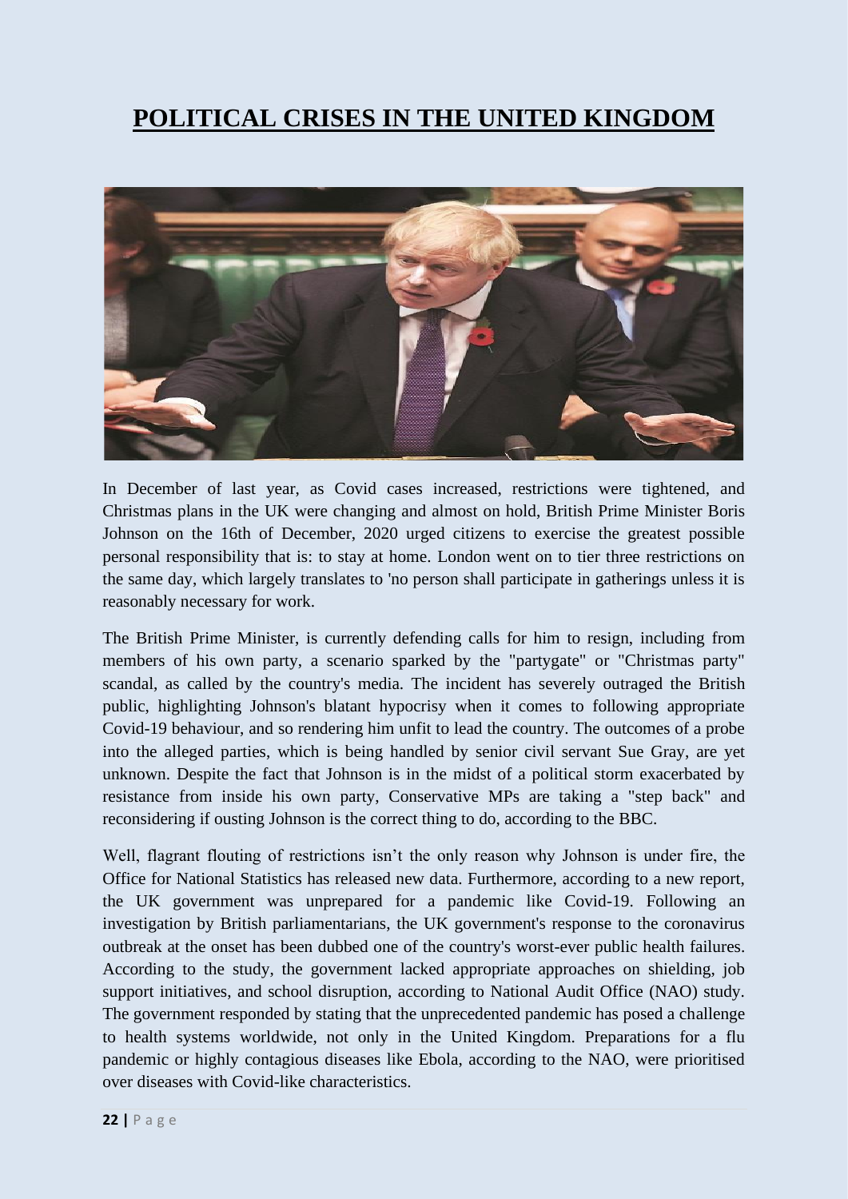# POLITICAL CRISES IN THE UNITED KINGDOM

In December of last year, as Covid cases increased, restrictions were tightened, and Christmas plans in the UK were changing and almost on hold, British Prime Minister Boris Johnson on the 16th of December, 2020 urged citizens to exercise the greatest possible personal responsibility that is: to stay at home. London went on to tier three restrictions on the same day, which largely translates to 'no person shall participate in gatherings unless it is reasonably necessary for work.

The British Prime Minister, is currently defending calls for him to resign, including from members of his own party, a scenario sparked by the "partygate" or "Christmas party" scandal, as called by the country's media. The incident has severely outraged the British public, highlighting Johnson's blatant hypocrisy when it comes to following appropriate Covid-19 behaviour, and so rendering him unfit to lead the country. The outcomes of a probe into the alleged parties, which is being handled by senior civil servant Sue Gray, are yet unknown. Despite the fact that Johnson is in the midst of a political storm exacerbated by resistance from inside his own party, Conservative MPs are taking a "step back" and reconsidering if ousting Johnson is the correct thing to do, according to the BBC.

Well, flagrant flouting of restrictions isn't the only reason why Johnson is under fire, the Office for National Statistics has released new data. Furthermore, according to a new report, the UK government was unprepared for a pandemic like Covid-19. Following an investigation by British parliamentarians, the UK government's response to the coronavirus outbreak at the onset has been dubbed one of the country's worst-ever public health failures. According to the study, the government lacked appropriate approaches on shielding, job support initiatives, and school disruption, according to National Audit Office (NAO) study. The government responded by stating that the unprecedented pandemic has posed a challenge to health systems worldwide, not only in the United Kingdom. Preparations for a flu pandemic or highly contagious diseases like Ebola, according to the NAO, were prioritised over diseases with Covid-like characteristics.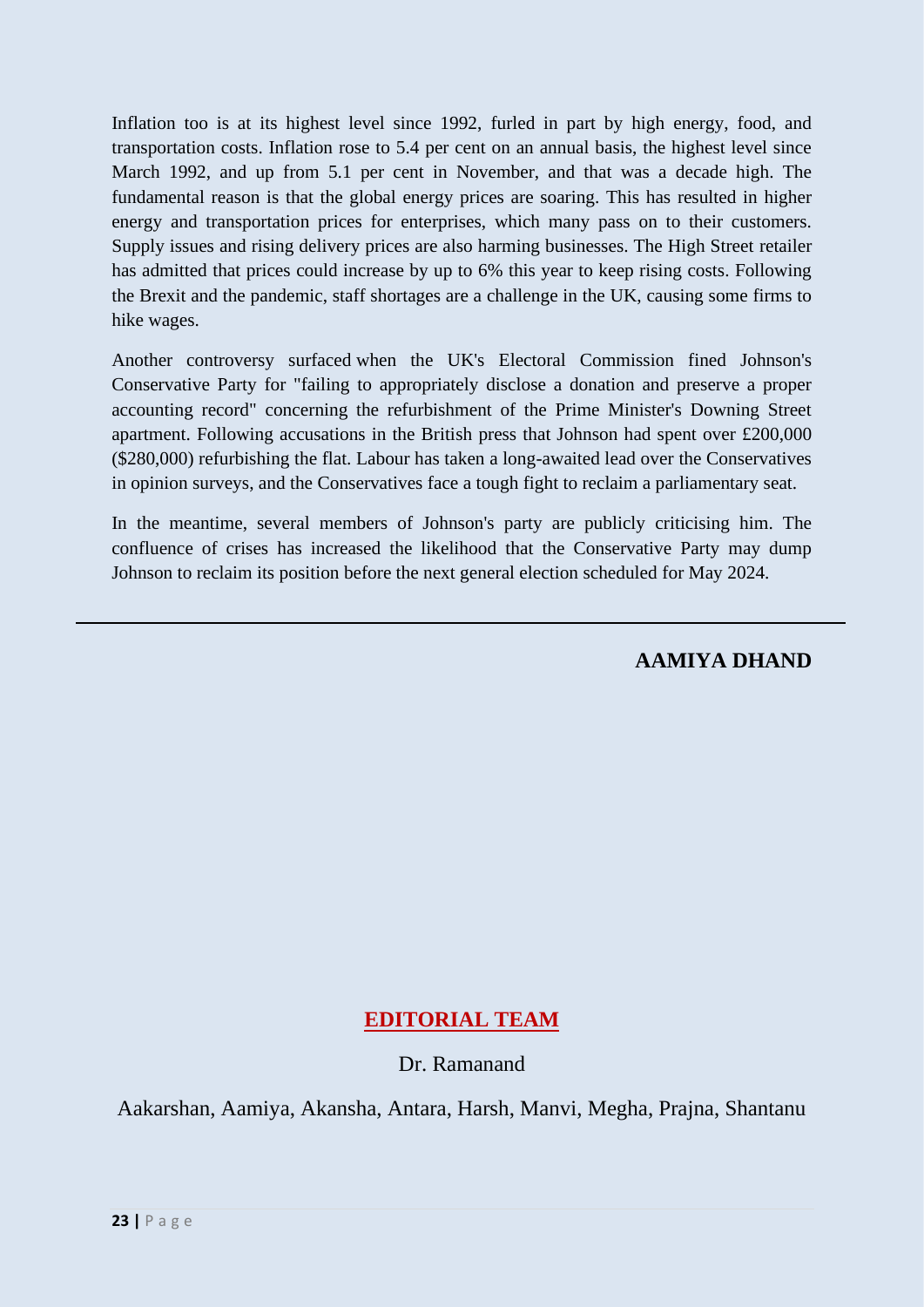Inflation too is at its highest level since 1992, furled in part by high energy, food, and transportation costs. Inflation rose to 5.4 per cent on an annual basis, the highest level since March 1992, and up from 5.1 per cent in November, and that was a decade high. The fundamental reason is that the global energy prices are soaring. This has resulted in higher energy and transportation prices for enterprises, which many pass on to their customers. Supply issues and rising delivery prices are also harming businesses. The High Street retailer has admitted that prices could increase by up to 6% this year to keep rising costs. Following the Brexit and the pandemic, staff shortages are a challenge in the UK, causing some firms to hike wages.

Another controversy surfaced when the UK's Electoral Commission fined Johnson's Conservative Party for "failing to appropriately disclose a donation and preserve a proper accounting record" concerning the refurbishment of the Prime Minister's Downing Street apartment. Following accusations in the British press that Johnson had spent over £200,000 ($280,000) refurbishing the flat. Labour has taken a long-awaited lead over the Conservatives in opinion surveys, and the Conservatives face a tough fight to reclaim a parliamentary seat.

In the meantime, several members of Johnson's party are publicly criticising him. The confluence of crises has increased the likelihood that the Conservative Party may dump Johnson to reclaim its position before the next general election scheduled for May 2024.

---

**AAMIYA DHAND**

## EDITORIAL TEAM

Dr. Ramanand

Aakarshan, Aamiya, Akansha, Antara, Harsh, Manvi, Megha, Prajna, Shantanu